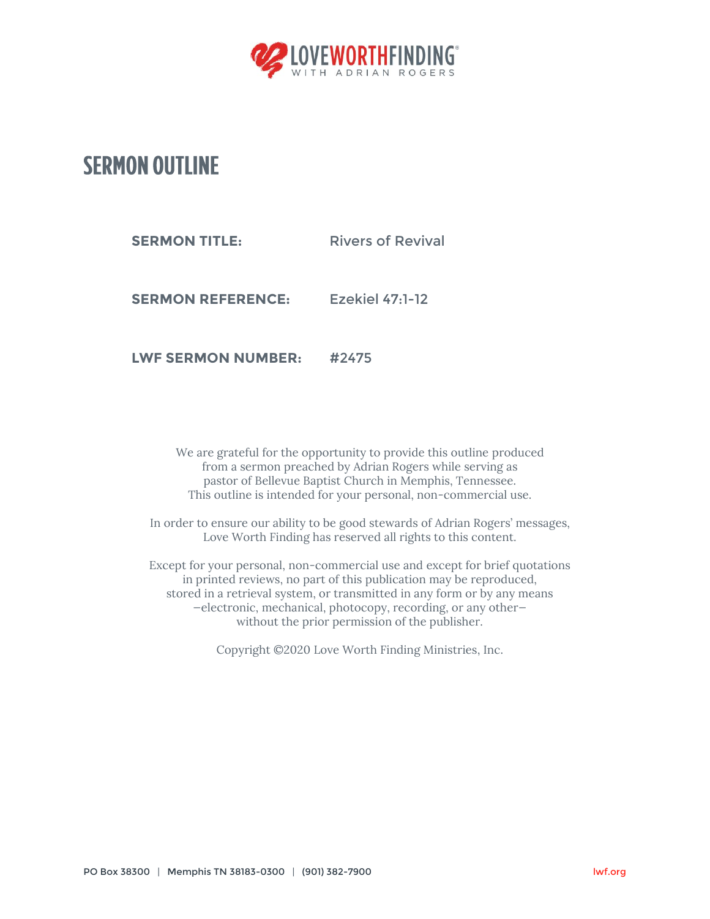LOVEWORTHFINDING®
WITH ADRIAN ROGERS

# SERMON OUTLINE

**SERMON TITLE:** Rivers of Revival

**SERMON REFERENCE:** Ezekiel 47:1-12

**LWF SERMON NUMBER:** #2475

We are grateful for the opportunity to provide this outline produced from a sermon preached by Adrian Rogers while serving as pastor of Bellevue Baptist Church in Memphis, Tennessee. This outline is intended for your personal, non-commercial use.

In order to ensure our ability to be good stewards of Adrian Rogers' messages, Love Worth Finding has reserved all rights to this content.

Except for your personal, non-commercial use and except for brief quotations in printed reviews, no part of this publication may be reproduced, stored in a retrieval system, or transmitted in any form or by any means —electronic, mechanical, photocopy, recording, or any other— without the prior permission of the publisher.

Copyright ©2020 Love Worth Finding Ministries, Inc.

PO Box 38300 | Memphis TN 38183-0300 | (901) 382-7900 lwf.org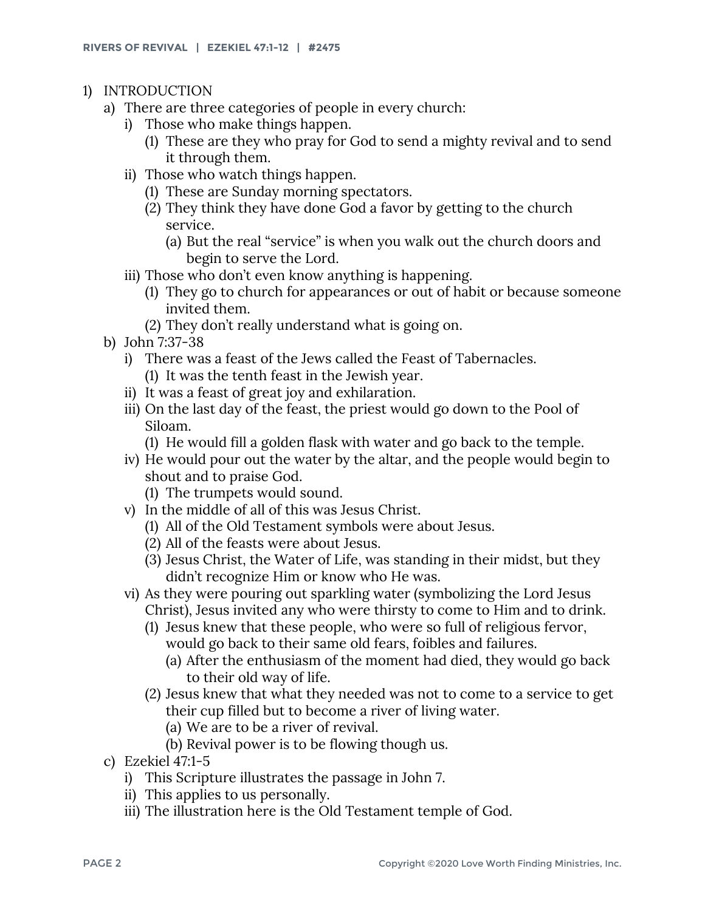1) INTRODUCTION
   a) There are three categories of people in every church:
      i) Those who make things happen.
         (1) These are they who pray for God to send a mighty revival and to send it through them.
      ii) Those who watch things happen.
         (1) These are Sunday morning spectators.
         (2) They think they have done God a favor by getting to the church service.
            (a) But the real "service" is when you walk out the church doors and begin to serve the Lord.
      iii) Those who don't even know anything is happening.
         (1) They go to church for appearances or out of habit or because someone invited them.
         (2) They don't really understand what is going on.
   b) John 7:37-38
      i) There was a feast of the Jews called the Feast of Tabernacles.
         (1) It was the tenth feast in the Jewish year.
      ii) It was a feast of great joy and exhilaration.
      iii) On the last day of the feast, the priest would go down to the Pool of Siloam.
         (1) He would fill a golden flask with water and go back to the temple.
      iv) He would pour out the water by the altar, and the people would begin to shout and to praise God.
         (1) The trumpets would sound.
      v) In the middle of all of this was Jesus Christ.
         (1) All of the Old Testament symbols were about Jesus.
         (2) All of the feasts were about Jesus.
         (3) Jesus Christ, the Water of Life, was standing in their midst, but they didn't recognize Him or know who He was.
      vi) As they were pouring out sparkling water (symbolizing the Lord Jesus Christ), Jesus invited any who were thirsty to come to Him and to drink.
         (1) Jesus knew that these people, who were so full of religious fervor, would go back to their same old fears, foibles and failures.
            (a) After the enthusiasm of the moment had died, they would go back to their old way of life.
         (2) Jesus knew that what they needed was not to come to a service to get their cup filled but to become a river of living water.
            (a) We are to be a river of revival.
            (b) Revival power is to be flowing though us.
   c) Ezekiel 47:1-5
      i) This Scripture illustrates the passage in John 7.
      ii) This applies to us personally.
      iii) The illustration here is the Old Testament temple of God.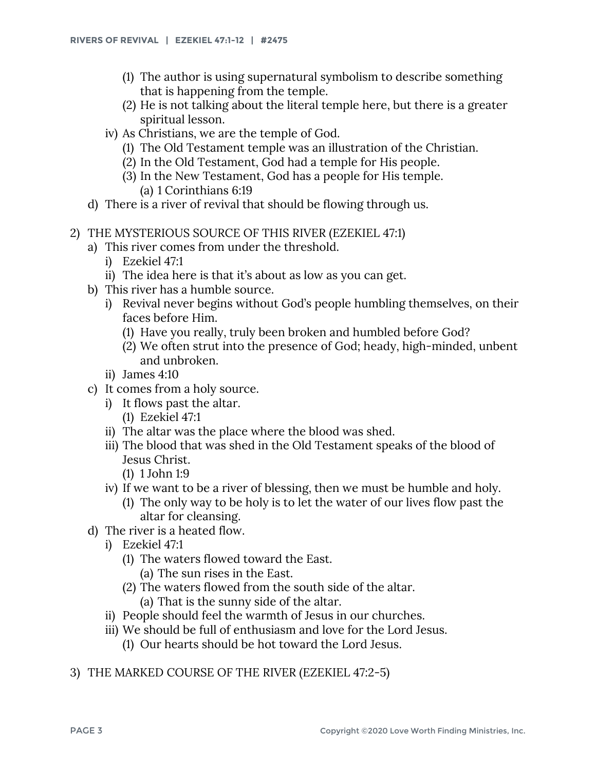(1) The author is using supernatural symbolism to describe something that is happening from the temple.
            (2) He is not talking about the literal temple here, but there is a greater spiritual lesson.
        iv) As Christians, we are the temple of God.
            (1) The Old Testament temple was an illustration of the Christian.
            (2) In the Old Testament, God had a temple for His people.
            (3) In the New Testament, God has a people for His temple.
                (a) 1 Corinthians 6:19
    d) There is a river of revival that should be flowing through us.

2) THE MYSTERIOUS SOURCE OF THIS RIVER (EZEKIEL 47:1)
    a) This river comes from under the threshold.
        i) Ezekiel 47:1
        ii) The idea here is that it's about as low as you can get.
    b) This river has a humble source.
        i) Revival never begins without God's people humbling themselves, on their faces before Him.
            (1) Have you really, truly been broken and humbled before God?
            (2) We often strut into the presence of God; heady, high-minded, unbent and unbroken.
        ii) James 4:10
    c) It comes from a holy source.
        i) It flows past the altar.
            (1) Ezekiel 47:1
        ii) The altar was the place where the blood was shed.
        iii) The blood that was shed in the Old Testament speaks of the blood of Jesus Christ.
            (1) 1 John 1:9
        iv) If we want to be a river of blessing, then we must be humble and holy.
            (1) The only way to be holy is to let the water of our lives flow past the altar for cleansing.
    d) The river is a heated flow.
        i) Ezekiel 47:1
            (1) The waters flowed toward the East.
                (a) The sun rises in the East.
            (2) The waters flowed from the south side of the altar.
                (a) That is the sunny side of the altar.
        ii) People should feel the warmth of Jesus in our churches.
        iii) We should be full of enthusiasm and love for the Lord Jesus.
            (1) Our hearts should be hot toward the Lord Jesus.

3) THE MARKED COURSE OF THE RIVER (EZEKIEL 47:2-5)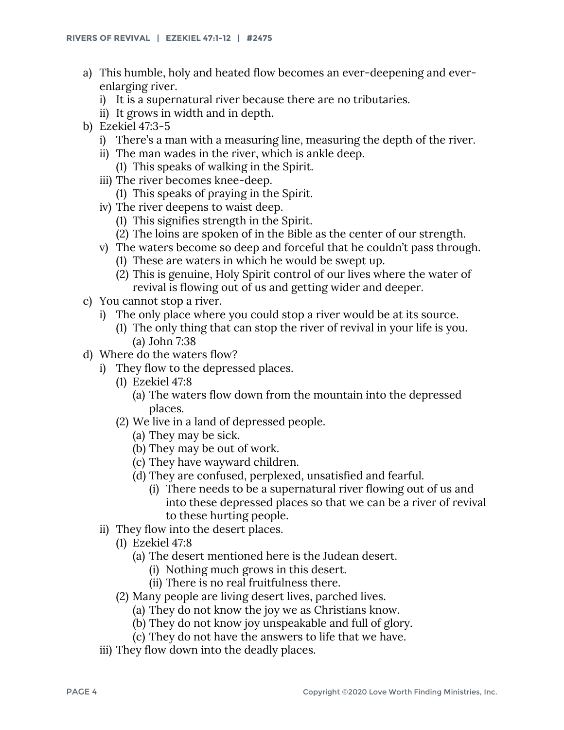a) This humble, holy and heated flow becomes an ever-deepening and ever-enlarging river.
    i) It is a supernatural river because there are no tributaries.
    ii) It grows in width and in depth.
b) Ezekiel 47:3-5
    i) There's a man with a measuring line, measuring the depth of the river.
    ii) The man wades in the river, which is ankle deep.
        (1) This speaks of walking in the Spirit.
    iii) The river becomes knee-deep.
        (1) This speaks of praying in the Spirit.
    iv) The river deepens to waist deep.
        (1) This signifies strength in the Spirit.
        (2) The loins are spoken of in the Bible as the center of our strength.
    v) The waters become so deep and forceful that he couldn't pass through.
        (1) These are waters in which he would be swept up.
        (2) This is genuine, Holy Spirit control of our lives where the water of revival is flowing out of us and getting wider and deeper.
c) You cannot stop a river.
    i) The only place where you could stop a river would be at its source.
        (1) The only thing that can stop the river of revival in your life is you.
            (a) John 7:38
d) Where do the waters flow?
    i) They flow to the depressed places.
        (1) Ezekiel 47:8
            (a) The waters flow down from the mountain into the depressed places.
        (2) We live in a land of depressed people.
            (a) They may be sick.
            (b) They may be out of work.
            (c) They have wayward children.
            (d) They are confused, perplexed, unsatisfied and fearful.
                (i) There needs to be a supernatural river flowing out of us and into these depressed places so that we can be a river of revival to these hurting people.
    ii) They flow into the desert places.
        (1) Ezekiel 47:8
            (a) The desert mentioned here is the Judean desert.
                (i) Nothing much grows in this desert.
                (ii) There is no real fruitfulness there.
        (2) Many people are living desert lives, parched lives.
            (a) They do not know the joy we as Christians know.
            (b) They do not know joy unspeakable and full of glory.
            (c) They do not have the answers to life that we have.
    iii) They flow down into the deadly places.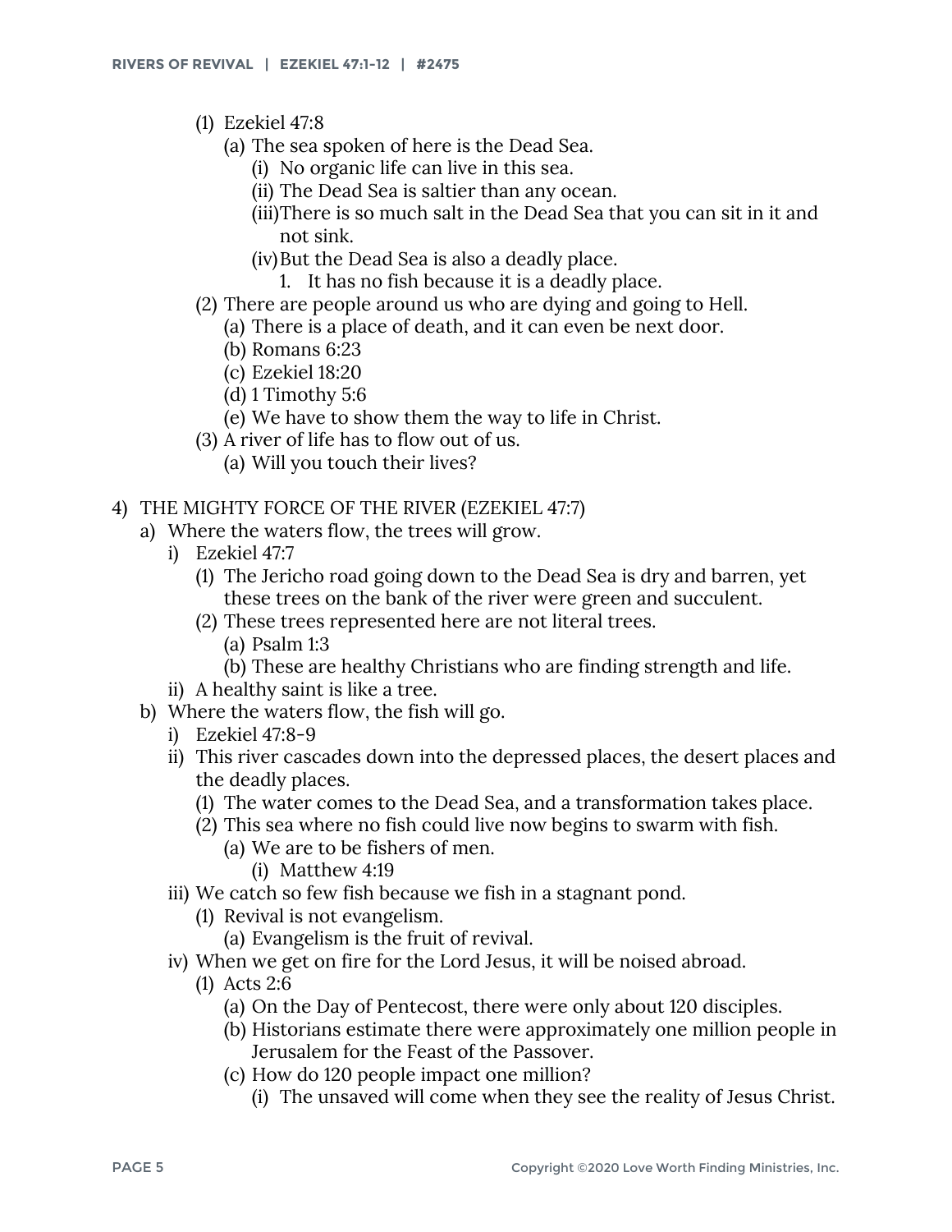(1) Ezekiel 47:8
    (a) The sea spoken of here is the Dead Sea.
        (i) No organic life can live in this sea.
        (ii) The Dead Sea is saltier than any ocean.
        (iii) There is so much salt in the Dead Sea that you can sit in it and not sink.
        (iv) But the Dead Sea is also a deadly place.
            1. It has no fish because it is a deadly place.

(2) There are people around us who are dying and going to Hell.
    (a) There is a place of death, and it can even be next door.
    (b) Romans 6:23
    (c) Ezekiel 18:20
    (d) 1 Timothy 5:6
    (e) We have to show them the way to life in Christ.

(3) A river of life has to flow out of us.
    (a) Will you touch their lives?

4) THE MIGHTY FORCE OF THE RIVER (EZEKIEL 47:7)

a) Where the waters flow, the trees will grow.
    i) Ezekiel 47:7
        (1) The Jericho road going down to the Dead Sea is dry and barren, yet these trees on the bank of the river were green and succulent.
        (2) These trees represented here are not literal trees.
            (a) Psalm 1:3
            (b) These are healthy Christians who are finding strength and life.
    ii) A healthy saint is like a tree.

b) Where the waters flow, the fish will go.
    i) Ezekiel 47:8-9
    ii) This river cascades down into the depressed places, the desert places and the deadly places.
        (1) The water comes to the Dead Sea, and a transformation takes place.
        (2) This sea where no fish could live now begins to swarm with fish.
            (a) We are to be fishers of men.
                (i) Matthew 4:19
    iii) We catch so few fish because we fish in a stagnant pond.
        (1) Revival is not evangelism.
            (a) Evangelism is the fruit of revival.
    iv) When we get on fire for the Lord Jesus, it will be noised abroad.
        (1) Acts 2:6
            (a) On the Day of Pentecost, there were only about 120 disciples.
            (b) Historians estimate there were approximately one million people in Jerusalem for the Feast of the Passover.
            (c) How do 120 people impact one million?
                (i) The unsaved will come when they see the reality of Jesus Christ.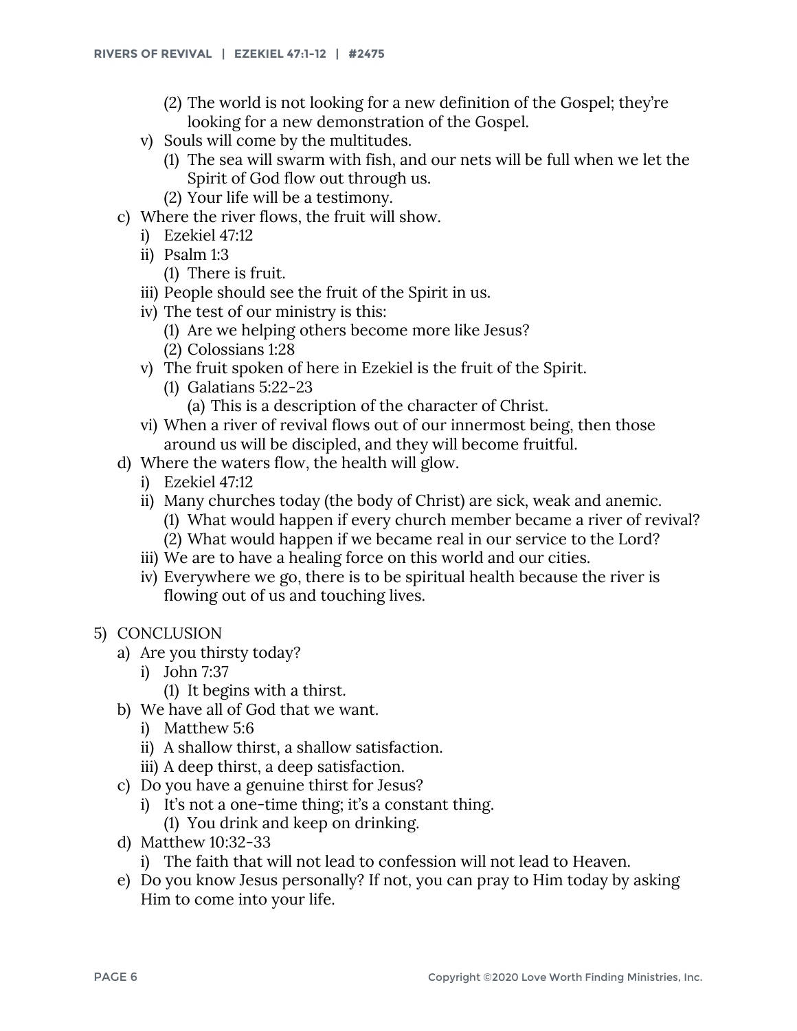- (2) The world is not looking for a new definition of the Gospel; they're looking for a new demonstration of the Gospel.
- v) Souls will come by the multitudes.
  - (1) The sea will swarm with fish, and our nets will be full when we let the Spirit of God flow out through us.
  - (2) Your life will be a testimony.

c) Where the river flows, the fruit will show.
- i) Ezekiel 47:12
- ii) Psalm 1:3
  - (1) There is fruit.
- iii) People should see the fruit of the Spirit in us.
- iv) The test of our ministry is this:
  - (1) Are we helping others become more like Jesus?
  - (2) Colossians 1:28
- v) The fruit spoken of here in Ezekiel is the fruit of the Spirit.
  - (1) Galatians 5:22-23
    - (a) This is a description of the character of Christ.
- vi) When a river of revival flows out of our innermost being, then those around us will be discipled, and they will become fruitful.

d) Where the waters flow, the health will glow.
- i) Ezekiel 47:12
- ii) Many churches today (the body of Christ) are sick, weak and anemic.
  - (1) What would happen if every church member became a river of revival?
  - (2) What would happen if we became real in our service to the Lord?
- iii) We are to have a healing force on this world and our cities.
- iv) Everywhere we go, there is to be spiritual health because the river is flowing out of us and touching lives.

5) CONCLUSION

a) Are you thirsty today?
- i) John 7:37
  - (1) It begins with a thirst.

b) We have all of God that we want.
- i) Matthew 5:6
- ii) A shallow thirst, a shallow satisfaction.
- iii) A deep thirst, a deep satisfaction.

c) Do you have a genuine thirst for Jesus?
- i) It's not a one-time thing; it's a constant thing.
  - (1) You drink and keep on drinking.

d) Matthew 10:32-33
- i) The faith that will not lead to confession will not lead to Heaven.

e) Do you know Jesus personally? If not, you can pray to Him today by asking Him to come into your life.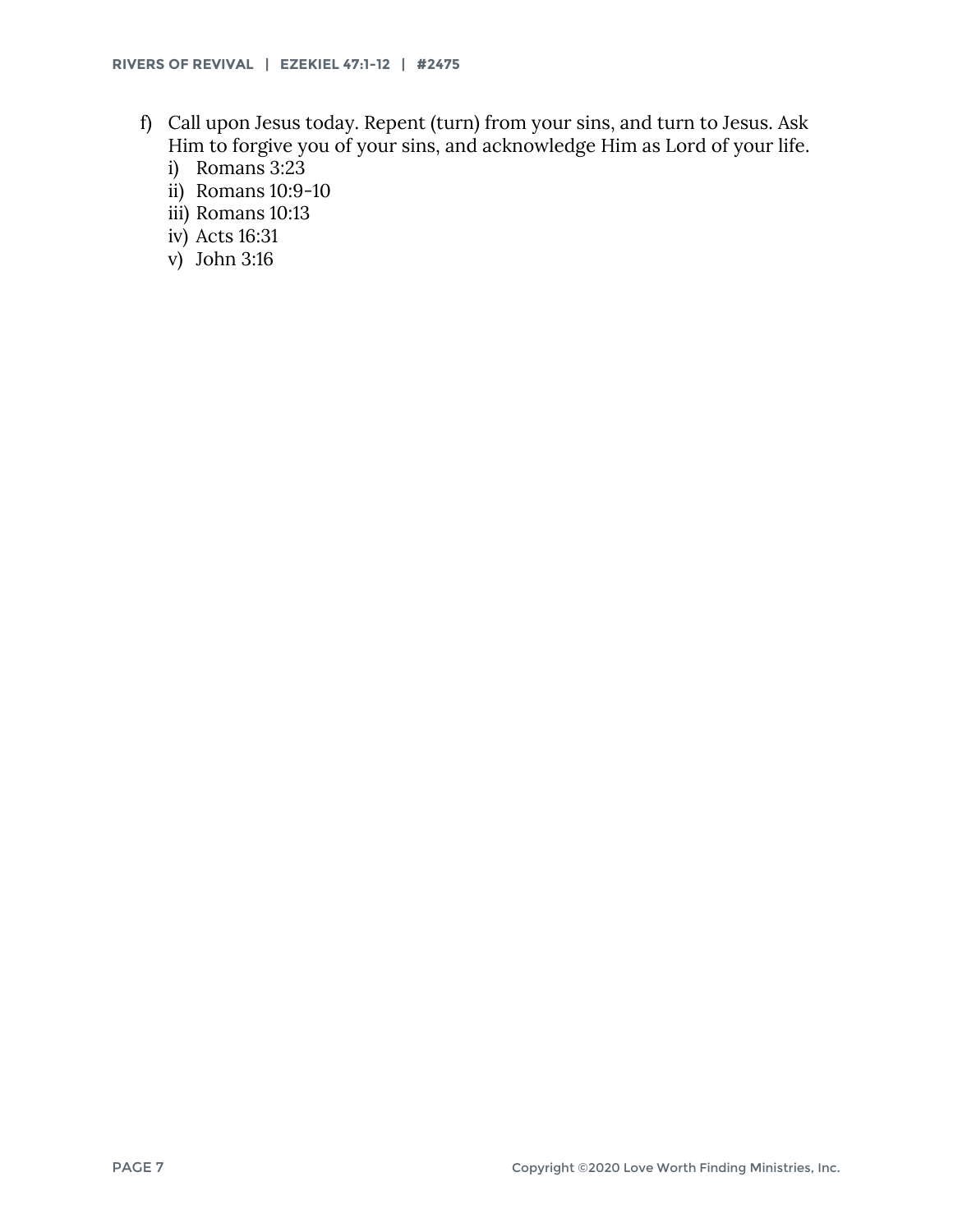f) Call upon Jesus today. Repent (turn) from your sins, and turn to Jesus. Ask Him to forgive you of your sins, and acknowledge Him as Lord of your life.
   i) Romans 3:23
   ii) Romans 10:9-10
   iii) Romans 10:13
   iv) Acts 16:31
   v) John 3:16